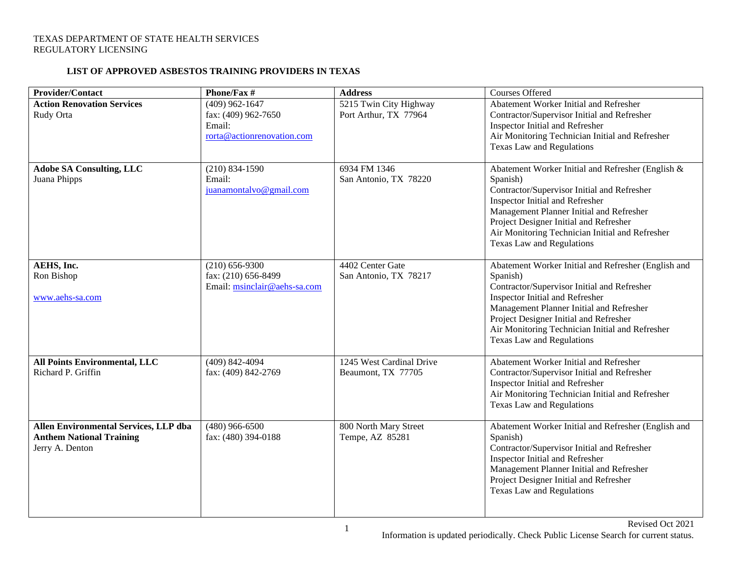TEXAS DEPARTMENT OF STATE HEALTH SERVICES
REGULATORY LICENSING

**LIST OF APPROVED ASBESTOS TRAINING PROVIDERS IN TEXAS**

| **Provider/Contact** | **Phone/Fax #** | **Address** | Courses Offered |
|---|---|---|---|
| **Action Renovation Services**<br>Rudy Orta | (409) 962-1647<br>fax: (409) 962-7650<br>Email:<br>rorta@actionrenovation.com | 5215 Twin City Highway<br>Port Arthur, TX 77964 | Abatement Worker Initial and Refresher<br>Contractor/Supervisor Initial and Refresher<br>Inspector Initial and Refresher<br>Air Monitoring Technician Initial and Refresher<br>Texas Law and Regulations |
| **Adobe SA Consulting, LLC**<br>Juana Phipps | (210) 834-1590<br>Email:<br>juanamontalvo@gmail.com | 6934 FM 1346<br>San Antonio, TX 78220 | Abatement Worker Initial and Refresher (English & Spanish)<br>Contractor/Supervisor Initial and Refresher<br>Inspector Initial and Refresher<br>Management Planner Initial and Refresher<br>Project Designer Initial and Refresher<br>Air Monitoring Technician Initial and Refresher<br>Texas Law and Regulations |
| **AEHS, Inc.**<br>Ron Bishop<br><br>www.aehs-sa.com | (210) 656-9300<br>fax: (210) 656-8499<br>Email: msinclair@aehs-sa.com | 4402 Center Gate<br>San Antonio, TX 78217 | Abatement Worker Initial and Refresher (English and Spanish)<br>Contractor/Supervisor Initial and Refresher<br>Inspector Initial and Refresher<br>Management Planner Initial and Refresher<br>Project Designer Initial and Refresher<br>Air Monitoring Technician Initial and Refresher<br>Texas Law and Regulations |
| **All Points Environmental, LLC**<br>Richard P. Griffin | (409) 842-4094<br>fax: (409) 842-2769 | 1245 West Cardinal Drive<br>Beaumont, TX 77705 | Abatement Worker Initial and Refresher<br>Contractor/Supervisor Initial and Refresher<br>Inspector Initial and Refresher<br>Air Monitoring Technician Initial and Refresher<br>Texas Law and Regulations |
| **Allen Environmental Services, LLP dba Anthem National Training**<br>Jerry A. Denton | (480) 966-6500<br>fax: (480) 394-0188 | 800 North Mary Street<br>Tempe, AZ 85281 | Abatement Worker Initial and Refresher (English and Spanish)<br>Contractor/Supervisor Initial and Refresher<br>Inspector Initial and Refresher<br>Management Planner Initial and Refresher<br>Project Designer Initial and Refresher<br>Texas Law and Regulations |

Revised Oct 2021
Information is updated periodically. Check Public License Search for current status.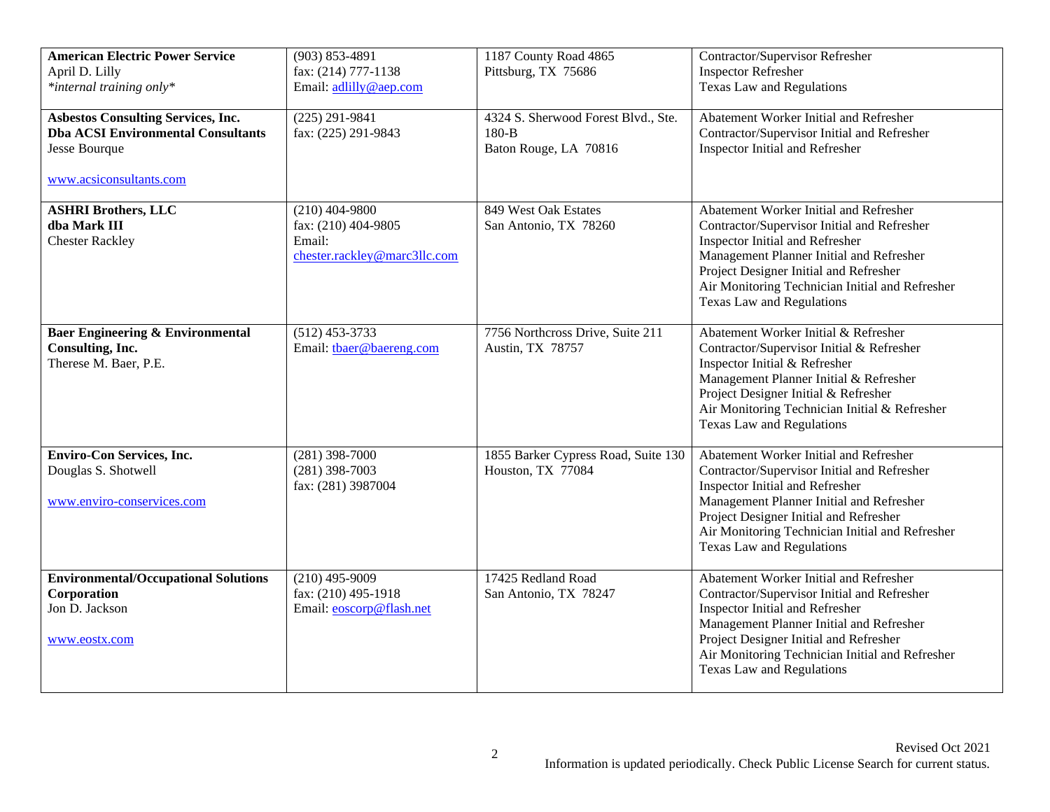| | | | |
|---|---|---|---|
| **American Electric Power Service**<br>April D. Lilly<br>*internal training only* | (903) 853-4891<br>fax: (214) 777-1138<br>Email: adlilly@aep.com | 1187 County Road 4865<br>Pittsburg, TX 75686 | Contractor/Supervisor Refresher<br>Inspector Refresher<br>Texas Law and Regulations |
| **Asbestos Consulting Services, Inc.**<br>**Dba ACSI Environmental Consultants**<br>Jesse Bourque<br><br>www.acsiconsultants.com | (225) 291-9841<br>fax: (225) 291-9843 | 4324 S. Sherwood Forest Blvd., Ste. 180-B<br>Baton Rouge, LA 70816 | Abatement Worker Initial and Refresher<br>Contractor/Supervisor Initial and Refresher<br>Inspector Initial and Refresher |
| **ASHRI Brothers, LLC**<br>**dba Mark III**<br>Chester Rackley | (210) 404-9800<br>fax: (210) 404-9805<br>Email:<br>chester.rackley@marc3llc.com | 849 West Oak Estates<br>San Antonio, TX 78260 | Abatement Worker Initial and Refresher<br>Contractor/Supervisor Initial and Refresher<br>Inspector Initial and Refresher<br>Management Planner Initial and Refresher<br>Project Designer Initial and Refresher<br>Air Monitoring Technician Initial and Refresher<br>Texas Law and Regulations |
| **Baer Engineering & Environmental Consulting, Inc.**<br>Therese M. Baer, P.E. | (512) 453-3733<br>Email: tbaer@baereng.com | 7756 Northcross Drive, Suite 211<br>Austin, TX 78757 | Abatement Worker Initial & Refresher<br>Contractor/Supervisor Initial & Refresher<br>Inspector Initial & Refresher<br>Management Planner Initial & Refresher<br>Project Designer Initial & Refresher<br>Air Monitoring Technician Initial & Refresher<br>Texas Law and Regulations |
| **Enviro-Con Services, Inc.**<br>Douglas S. Shotwell<br><br>www.enviro-conservices.com | (281) 398-7000<br>(281) 398-7003<br>fax: (281) 3987004 | 1855 Barker Cypress Road, Suite 130<br>Houston, TX 77084 | Abatement Worker Initial and Refresher<br>Contractor/Supervisor Initial and Refresher<br>Inspector Initial and Refresher<br>Management Planner Initial and Refresher<br>Project Designer Initial and Refresher<br>Air Monitoring Technician Initial and Refresher<br>Texas Law and Regulations |
| **Environmental/Occupational Solutions Corporation**<br>Jon D. Jackson<br><br>www.eostx.com | (210) 495-9009<br>fax: (210) 495-1918<br>Email: eoscorp@flash.net | 17425 Redland Road<br>San Antonio, TX 78247 | Abatement Worker Initial and Refresher<br>Contractor/Supervisor Initial and Refresher<br>Inspector Initial and Refresher<br>Management Planner Initial and Refresher<br>Project Designer Initial and Refresher<br>Air Monitoring Technician Initial and Refresher<br>Texas Law and Regulations |

Revised Oct 2021
Information is updated periodically. Check Public License Search for current status.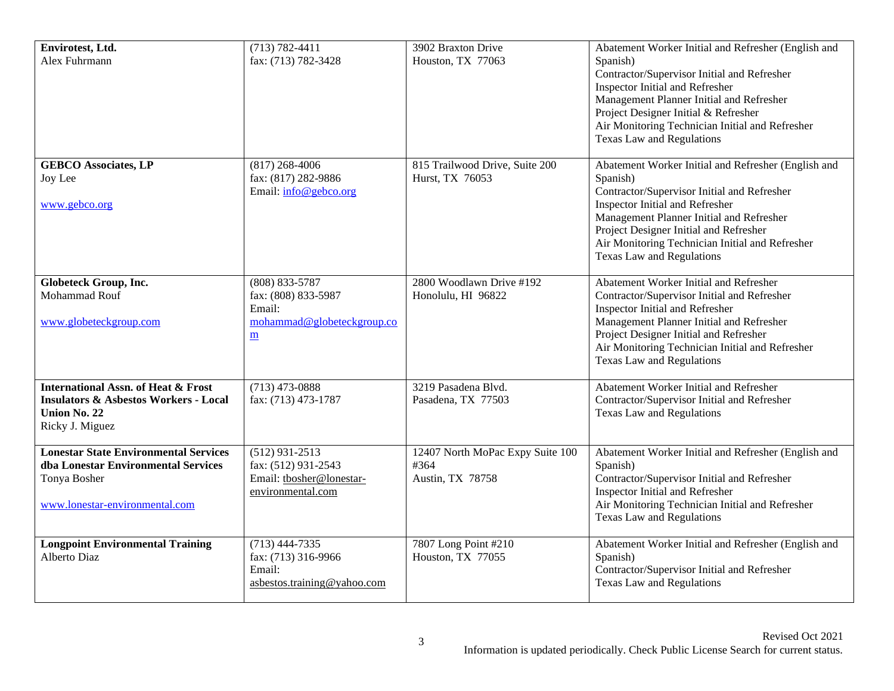| | | | |
|---|---|---|---|
| **Envirotest, Ltd.**<br>Alex Fuhrmann | (713) 782-4411<br>fax: (713) 782-3428 | 3902 Braxton Drive<br>Houston, TX 77063 | Abatement Worker Initial and Refresher (English and Spanish)<br>Contractor/Supervisor Initial and Refresher<br>Inspector Initial and Refresher<br>Management Planner Initial and Refresher<br>Project Designer Initial & Refresher<br>Air Monitoring Technician Initial and Refresher<br>Texas Law and Regulations |
| **GEBCO Associates, LP**<br>Joy Lee<br><br>www.gebco.org | (817) 268-4006<br>fax: (817) 282-9886<br>Email: info@gebco.org | 815 Trailwood Drive, Suite 200<br>Hurst, TX 76053 | Abatement Worker Initial and Refresher (English and Spanish)<br>Contractor/Supervisor Initial and Refresher<br>Inspector Initial and Refresher<br>Management Planner Initial and Refresher<br>Project Designer Initial and Refresher<br>Air Monitoring Technician Initial and Refresher<br>Texas Law and Regulations |
| **Globeteck Group, Inc.**<br>Mohammad Rouf<br><br>www.globeteckgroup.com | (808) 833-5787<br>fax: (808) 833-5987<br>Email:<br>mohammad@globeteckgroup.com | 2800 Woodlawn Drive #192<br>Honolulu, HI 96822 | Abatement Worker Initial and Refresher<br>Contractor/Supervisor Initial and Refresher<br>Inspector Initial and Refresher<br>Management Planner Initial and Refresher<br>Project Designer Initial and Refresher<br>Air Monitoring Technician Initial and Refresher<br>Texas Law and Regulations |
| **International Assn. of Heat & Frost Insulators & Asbestos Workers - Local Union No. 22**<br>Ricky J. Miguez | (713) 473-0888<br>fax: (713) 473-1787 | 3219 Pasadena Blvd.<br>Pasadena, TX 77503 | Abatement Worker Initial and Refresher<br>Contractor/Supervisor Initial and Refresher<br>Texas Law and Regulations |
| **Lonestar State Environmental Services dba Lonestar Environmental Services**<br>Tonya Bosher<br><br>www.lonestar-environmental.com | (512) 931-2513<br>fax: (512) 931-2543<br>Email: tbosher@lonestar-environmental.com | 12407 North MoPac Expy Suite 100 #364<br>Austin, TX 78758 | Abatement Worker Initial and Refresher (English and Spanish)<br>Contractor/Supervisor Initial and Refresher<br>Inspector Initial and Refresher<br>Air Monitoring Technician Initial and Refresher<br>Texas Law and Regulations |
| **Longpoint Environmental Training**<br>Alberto Diaz | (713) 444-7335<br>fax: (713) 316-9966<br>Email:<br>asbestos.training@yahoo.com | 7807 Long Point #210<br>Houston, TX 77055 | Abatement Worker Initial and Refresher (English and Spanish)<br>Contractor/Supervisor Initial and Refresher<br>Texas Law and Regulations |

Revised Oct 2021
Information is updated periodically. Check Public License Search for current status.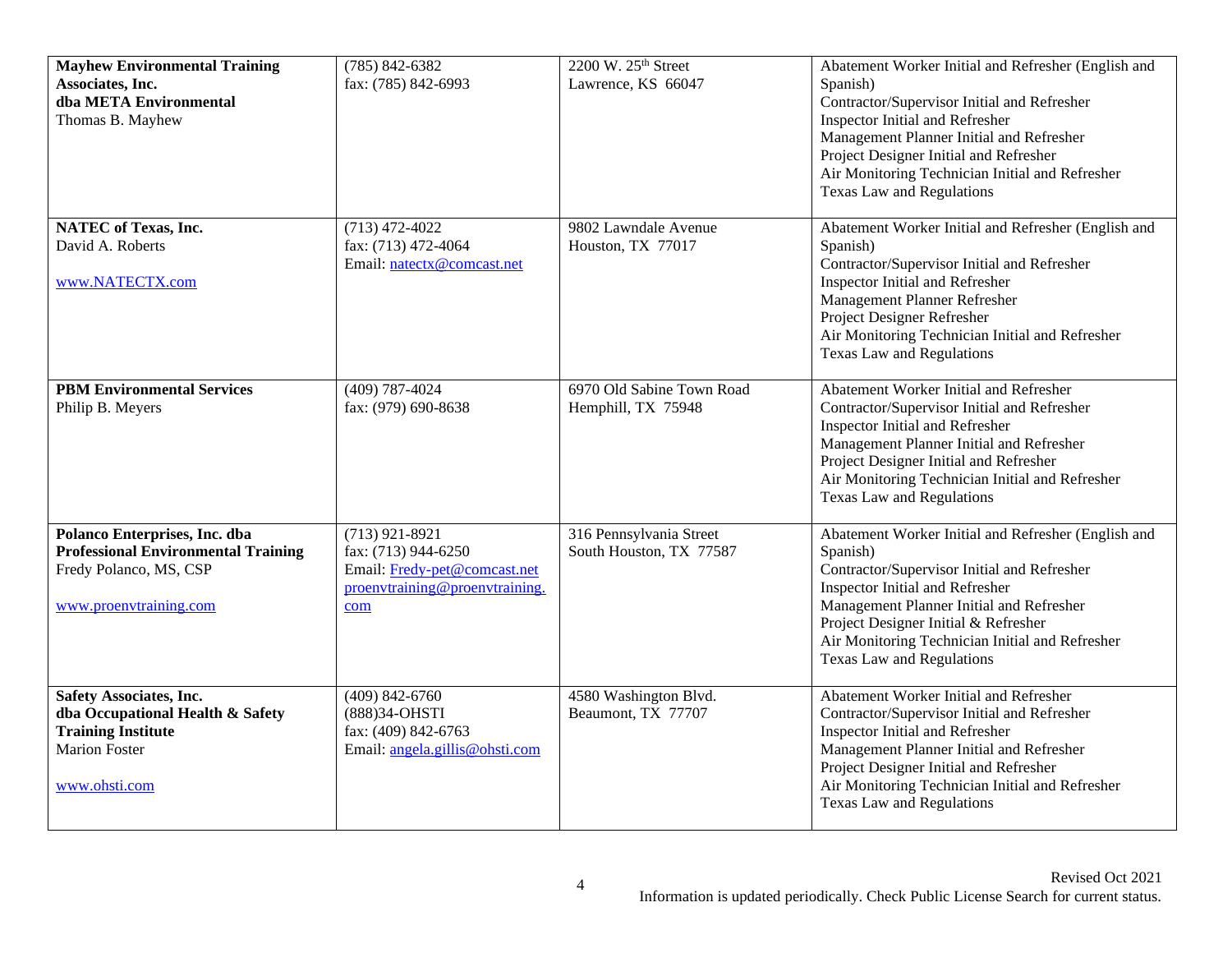| | | | |
|---|---|---|---|
| **Mayhew Environmental Training Associates, Inc.**<br>**dba META Environmental**<br>Thomas B. Mayhew | (785) 842-6382<br>fax: (785) 842-6993 | 2200 W. 25th Street<br>Lawrence, KS 66047 | Abatement Worker Initial and Refresher (English and Spanish)<br>Contractor/Supervisor Initial and Refresher<br>Inspector Initial and Refresher<br>Management Planner Initial and Refresher<br>Project Designer Initial and Refresher<br>Air Monitoring Technician Initial and Refresher<br>Texas Law and Regulations |
| **NATEC of Texas, Inc.**<br>David A. Roberts<br><br>www.NATECTX.com | (713) 472-4022<br>fax: (713) 472-4064<br>Email: natectx@comcast.net | 9802 Lawndale Avenue<br>Houston, TX 77017 | Abatement Worker Initial and Refresher (English and Spanish)<br>Contractor/Supervisor Initial and Refresher<br>Inspector Initial and Refresher<br>Management Planner Refresher<br>Project Designer Refresher<br>Air Monitoring Technician Initial and Refresher<br>Texas Law and Regulations |
| **PBM Environmental Services**<br>Philip B. Meyers | (409) 787-4024<br>fax: (979) 690-8638 | 6970 Old Sabine Town Road<br>Hemphill, TX 75948 | Abatement Worker Initial and Refresher<br>Contractor/Supervisor Initial and Refresher<br>Inspector Initial and Refresher<br>Management Planner Initial and Refresher<br>Project Designer Initial and Refresher<br>Air Monitoring Technician Initial and Refresher<br>Texas Law and Regulations |
| **Polanco Enterprises, Inc. dba**<br>**Professional Environmental Training**<br>Fredy Polanco, MS, CSP<br><br>www.proenvtraining.com | (713) 921-8921<br>fax: (713) 944-6250<br>Email: Fredy-pet@comcast.net<br>proenvtraining@proenvtraining.com | 316 Pennsylvania Street<br>South Houston, TX 77587 | Abatement Worker Initial and Refresher (English and Spanish)<br>Contractor/Supervisor Initial and Refresher<br>Inspector Initial and Refresher<br>Management Planner Initial and Refresher<br>Project Designer Initial & Refresher<br>Air Monitoring Technician Initial and Refresher<br>Texas Law and Regulations |
| **Safety Associates, Inc.**<br>**dba Occupational Health & Safety Training Institute**<br>Marion Foster<br><br>www.ohsti.com | (409) 842-6760<br>(888)34-OHSTI<br>fax: (409) 842-6763<br>Email: angela.gillis@ohsti.com | 4580 Washington Blvd.<br>Beaumont, TX 77707 | Abatement Worker Initial and Refresher<br>Contractor/Supervisor Initial and Refresher<br>Inspector Initial and Refresher<br>Management Planner Initial and Refresher<br>Project Designer Initial and Refresher<br>Air Monitoring Technician Initial and Refresher<br>Texas Law and Regulations |

Revised Oct 2021
Information is updated periodically. Check Public License Search for current status.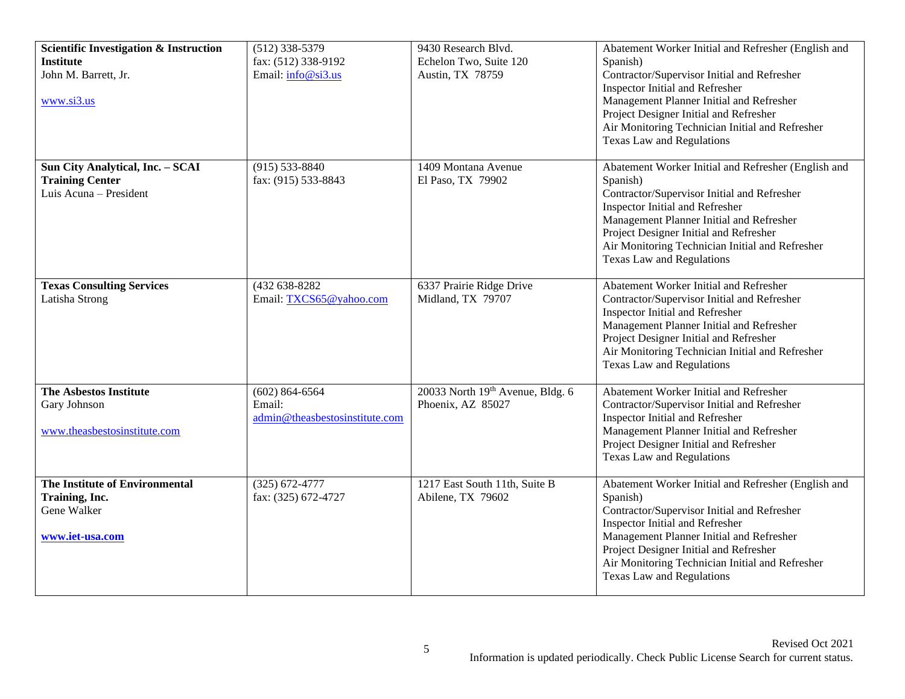| | | | |
|---|---|---|---|
| **Scientific Investigation & Instruction Institute**<br>John M. Barrett, Jr.<br><br>www.si3.us | (512) 338-5379<br>fax: (512) 338-9192<br>Email: info@si3.us | 9430 Research Blvd.<br>Echelon Two, Suite 120<br>Austin, TX 78759 | Abatement Worker Initial and Refresher (English and Spanish)<br>Contractor/Supervisor Initial and Refresher<br>Inspector Initial and Refresher<br>Management Planner Initial and Refresher<br>Project Designer Initial and Refresher<br>Air Monitoring Technician Initial and Refresher<br>Texas Law and Regulations |
| **Sun City Analytical, Inc. – SCAI Training Center**<br>Luis Acuna – President | (915) 533-8840<br>fax: (915) 533-8843 | 1409 Montana Avenue<br>El Paso, TX 79902 | Abatement Worker Initial and Refresher (English and Spanish)<br>Contractor/Supervisor Initial and Refresher<br>Inspector Initial and Refresher<br>Management Planner Initial and Refresher<br>Project Designer Initial and Refresher<br>Air Monitoring Technician Initial and Refresher<br>Texas Law and Regulations |
| **Texas Consulting Services**<br>Latisha Strong | (432 638-8282<br>Email: TXCS65@yahoo.com | 6337 Prairie Ridge Drive<br>Midland, TX 79707 | Abatement Worker Initial and Refresher<br>Contractor/Supervisor Initial and Refresher<br>Inspector Initial and Refresher<br>Management Planner Initial and Refresher<br>Project Designer Initial and Refresher<br>Air Monitoring Technician Initial and Refresher<br>Texas Law and Regulations |
| **The Asbestos Institute**<br>Gary Johnson<br><br>www.theasbestosinstitute.com | (602) 864-6564<br>Email:<br>admin@theasbestosinstitute.com | 20033 North 19th Avenue, Bldg. 6<br>Phoenix, AZ 85027 | Abatement Worker Initial and Refresher<br>Contractor/Supervisor Initial and Refresher<br>Inspector Initial and Refresher<br>Management Planner Initial and Refresher<br>Project Designer Initial and Refresher<br>Texas Law and Regulations |
| **The Institute of Environmental Training, Inc.**<br>Gene Walker<br><br>**www.iet-usa.com** | (325) 672-4777<br>fax: (325) 672-4727 | 1217 East South 11th, Suite B<br>Abilene, TX 79602 | Abatement Worker Initial and Refresher (English and Spanish)<br>Contractor/Supervisor Initial and Refresher<br>Inspector Initial and Refresher<br>Management Planner Initial and Refresher<br>Project Designer Initial and Refresher<br>Air Monitoring Technician Initial and Refresher<br>Texas Law and Regulations |

Revised Oct 2021
Information is updated periodically. Check Public License Search for current status.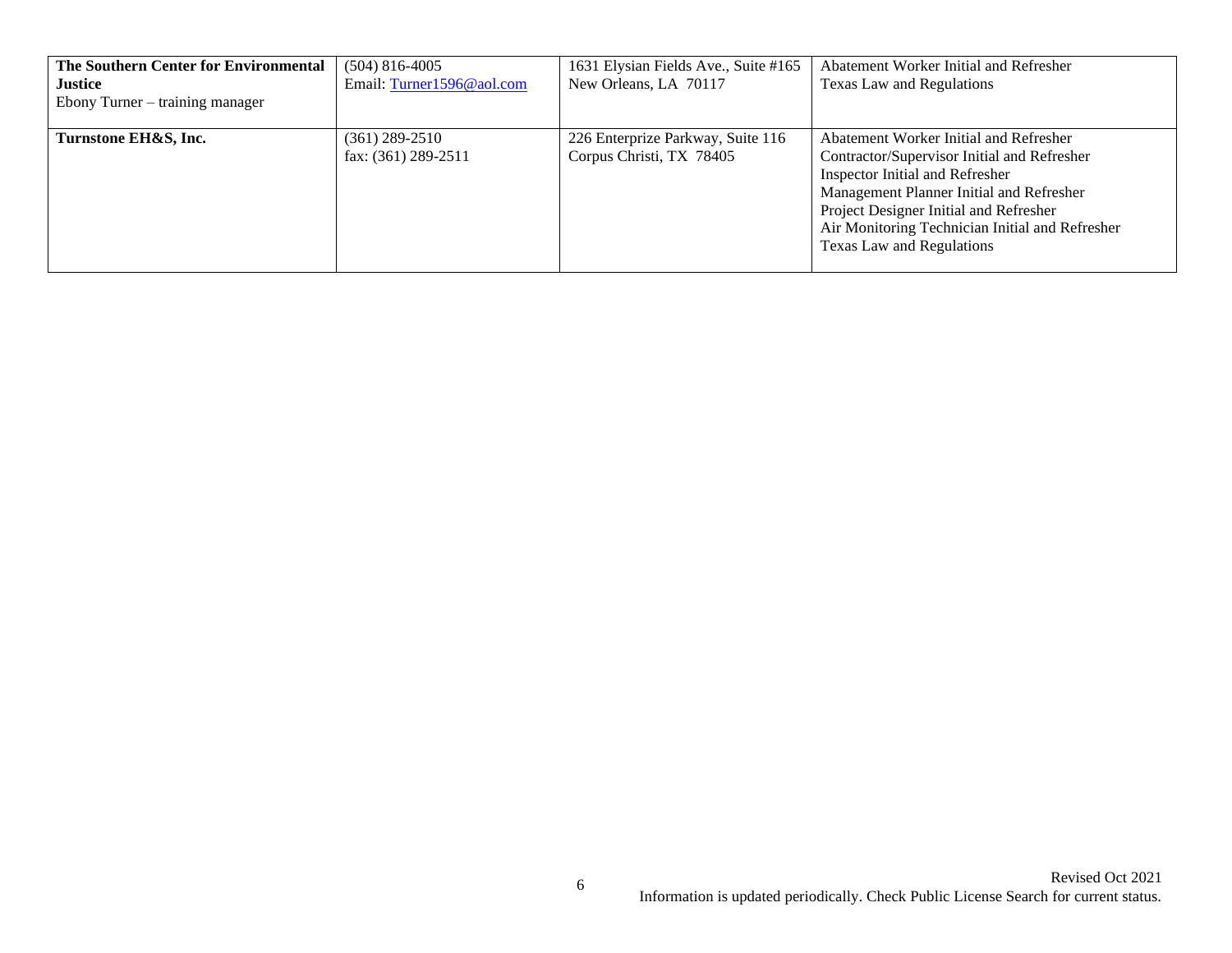| | | | |
|---|---|---|---|
| **The Southern Center for Environmental Justice**<br>Ebony Turner – training manager | (504) 816-4005<br>Email: Turner1596@aol.com | 1631 Elysian Fields Ave., Suite #165<br>New Orleans, LA 70117 | Abatement Worker Initial and Refresher<br>Texas Law and Regulations |
| **Turnstone EH&S, Inc.** | (361) 289-2510<br>fax: (361) 289-2511 | 226 Enterprize Parkway, Suite 116<br>Corpus Christi, TX 78405 | Abatement Worker Initial and Refresher<br>Contractor/Supervisor Initial and Refresher<br>Inspector Initial and Refresher<br>Management Planner Initial and Refresher<br>Project Designer Initial and Refresher<br>Air Monitoring Technician Initial and Refresher<br>Texas Law and Regulations |

Revised Oct 2021
Information is updated periodically. Check Public License Search for current status.